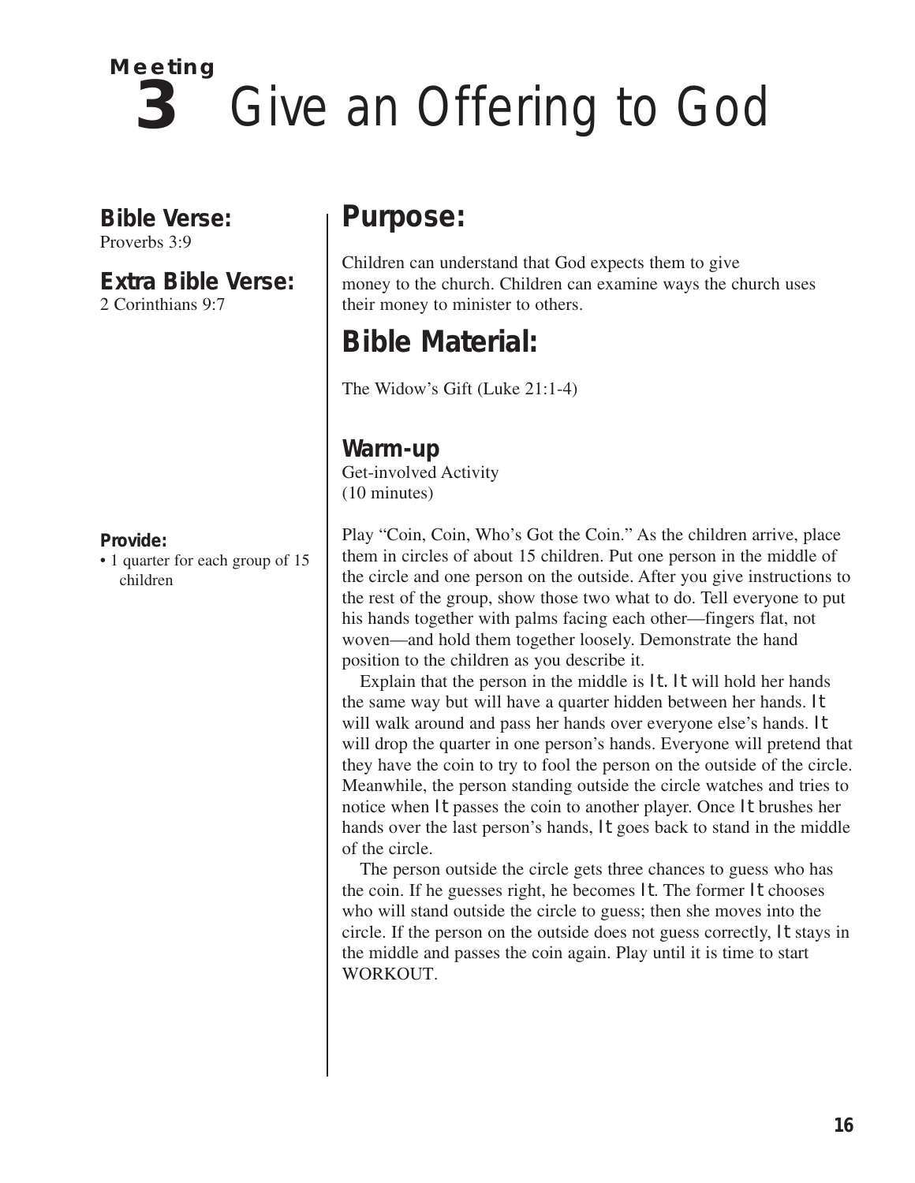# Meeting 3 Give an Offering to God

**Bible Verse:**
Proverbs 3:9

**Extra Bible Verse:**
2 Corinthians 9:7

## Purpose:

Children can understand that God expects them to give money to the church. Children can examine ways the church uses their money to minister to others.

## Bible Material:

The Widow's Gift (Luke 21:1-4)

### Warm-up

Get-involved Activity
(10 minutes)

**Provide:**

- 1 quarter for each group of 15 children

Play "Coin, Coin, Who's Got the Coin." As the children arrive, place them in circles of about 15 children. Put one person in the middle of the circle and one person on the outside. After you give instructions to the rest of the group, show those two what to do. Tell everyone to put his hands together with palms facing each other—fingers flat, not woven—and hold them together loosely. Demonstrate the hand position to the children as you describe it.

Explain that the person in the middle is It. It will hold her hands the same way but will have a quarter hidden between her hands. It will walk around and pass her hands over everyone else's hands. It will drop the quarter in one person's hands. Everyone will pretend that they have the coin to try to fool the person on the outside of the circle. Meanwhile, the person standing outside the circle watches and tries to notice when It passes the coin to another player. Once It brushes her hands over the last person's hands, It goes back to stand in the middle of the circle.

The person outside the circle gets three chances to guess who has the coin. If he guesses right, he becomes It. The former It chooses who will stand outside the circle to guess; then she moves into the circle. If the person on the outside does not guess correctly, It stays in the middle and passes the coin again. Play until it is time to start WORKOUT.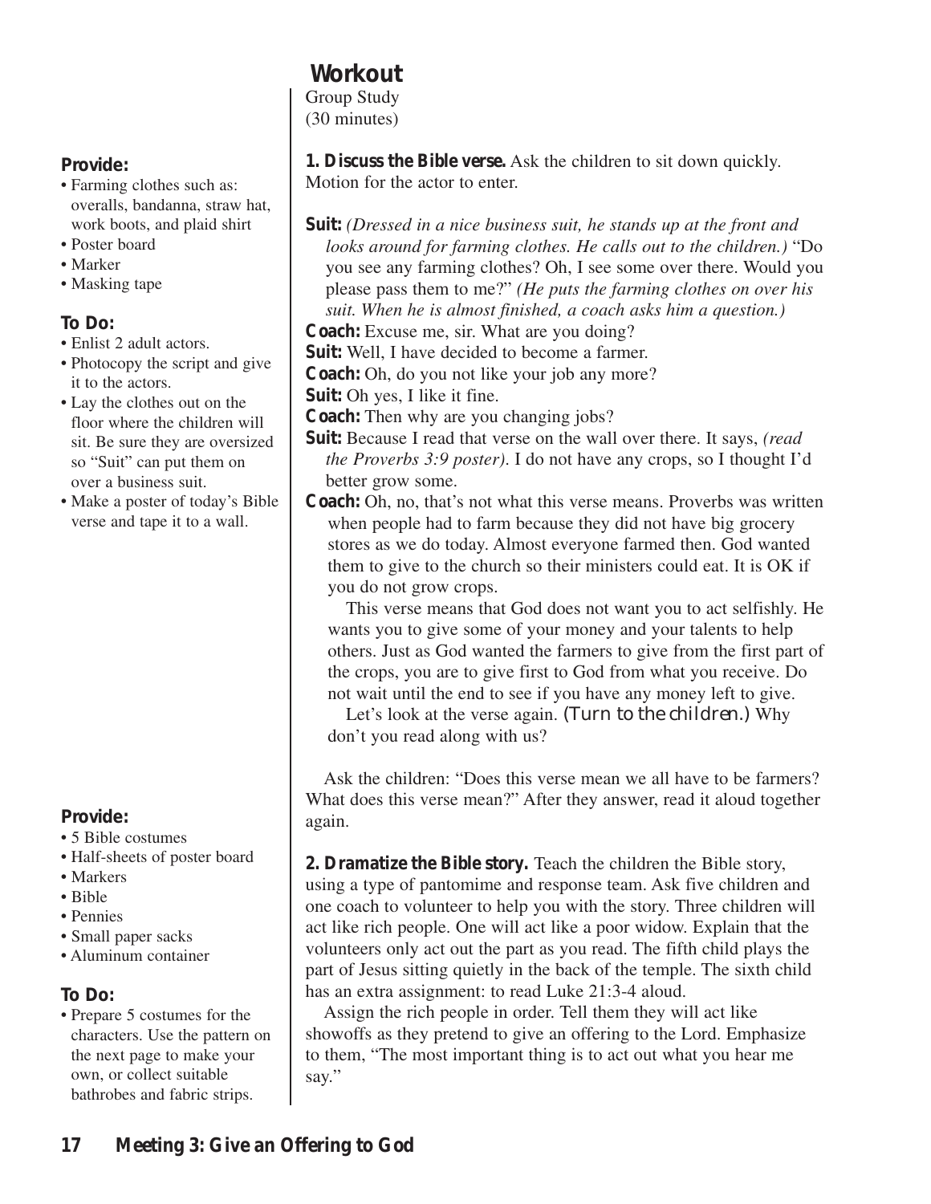## Workout

Group Study
(30 minutes)

**Provide:**

- Farming clothes such as: overalls, bandanna, straw hat, work boots, and plaid shirt
- Poster board
- Marker
- Masking tape

**To Do:**

- Enlist 2 adult actors.
- Photocopy the script and give it to the actors.
- Lay the clothes out on the floor where the children will sit. Be sure they are oversized so "Suit" can put them on over a business suit.
- Make a poster of today's Bible verse and tape it to a wall.

**1. Discuss the Bible verse.** Ask the children to sit down quickly. Motion for the actor to enter.

**Suit:** *(Dressed in a nice business suit, he stands up at the front and looks around for farming clothes. He calls out to the children.)* "Do you see any farming clothes? Oh, I see some over there. Would you please pass them to me?" *(He puts the farming clothes on over his suit. When he is almost finished, a coach asks him a question.)*

**Coach:** Excuse me, sir. What are you doing?

**Suit:** Well, I have decided to become a farmer.

**Coach:** Oh, do you not like your job any more?

**Suit:** Oh yes, I like it fine.

**Coach:** Then why are you changing jobs?

**Suit:** Because I read that verse on the wall over there. It says, *(read the Proverbs 3:9 poster)*. I do not have any crops, so I thought I'd better grow some.

**Coach:** Oh, no, that's not what this verse means. Proverbs was written when people had to farm because they did not have big grocery stores as we do today. Almost everyone farmed then. God wanted them to give to the church so their ministers could eat. It is OK if you do not grow crops.

This verse means that God does not want you to act selfishly. He wants you to give some of your money and your talents to help others. Just as God wanted the farmers to give from the first part of the crops, you are to give first to God from what you receive. Do not wait until the end to see if you have any money left to give.

Let's look at the verse again. *(Turn to the children.)* Why don't you read along with us?

Ask the children: "Does this verse mean we all have to be farmers? What does this verse mean?" After they answer, read it aloud together again.

**Provide:**

- 5 Bible costumes
- Half-sheets of poster board
- Markers
- Bible
- Pennies
- Small paper sacks
- Aluminum container

**To Do:**

- Prepare 5 costumes for the characters. Use the pattern on the next page to make your own, or collect suitable bathrobes and fabric strips.

**2. Dramatize the Bible story.** Teach the children the Bible story, using a type of pantomime and response team. Ask five children and one coach to volunteer to help you with the story. Three children will act like rich people. One will act like a poor widow. Explain that the volunteers only act out the part as you read. The fifth child plays the part of Jesus sitting quietly in the back of the temple. The sixth child has an extra assignment: to read Luke 21:3-4 aloud.

Assign the rich people in order. Tell them they will act like showoffs as they pretend to give an offering to the Lord. Emphasize to them, "The most important thing is to act out what you hear me say."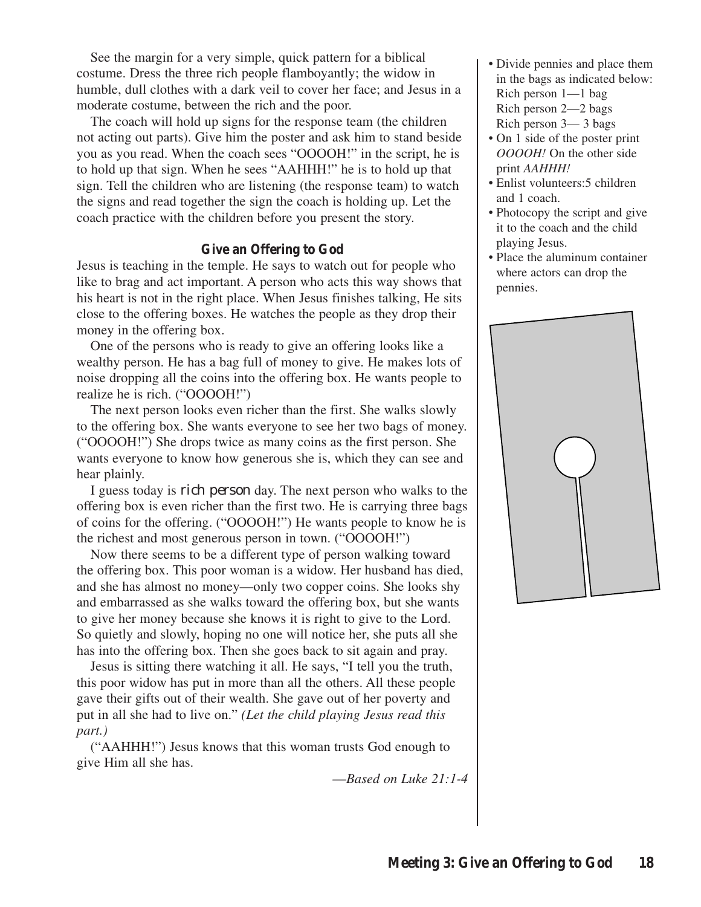See the margin for a very simple, quick pattern for a biblical costume. Dress the three rich people flamboyantly; the widow in humble, dull clothes with a dark veil to cover her face; and Jesus in a moderate costume, between the rich and the poor.

The coach will hold up signs for the response team (the children not acting out parts). Give him the poster and ask him to stand beside you as you read. When the coach sees "OOOOH!" in the script, he is to hold up that sign. When he sees "AAHHH!" he is to hold up that sign. Tell the children who are listening (the response team) to watch the signs and read together the sign the coach is holding up. Let the coach practice with the children before you present the story.

### Give an Offering to God

Jesus is teaching in the temple. He says to watch out for people who like to brag and act important. A person who acts this way shows that his heart is not in the right place. When Jesus finishes talking, He sits close to the offering boxes. He watches the people as they drop their money in the offering box.

One of the persons who is ready to give an offering looks like a wealthy person. He has a bag full of money to give. He makes lots of noise dropping all the coins into the offering box. He wants people to realize he is rich. ("OOOOH!")

The next person looks even richer than the first. She walks slowly to the offering box. She wants everyone to see her two bags of money. ("OOOOH!") She drops twice as many coins as the first person. She wants everyone to know how generous she is, which they can see and hear plainly.

I guess today is *rich person* day. The next person who walks to the offering box is even richer than the first two. He is carrying three bags of coins for the offering. ("OOOOH!") He wants people to know he is the richest and most generous person in town. ("OOOOH!")

Now there seems to be a different type of person walking toward the offering box. This poor woman is a widow. Her husband has died, and she has almost no money—only two copper coins. She looks shy and embarrassed as she walks toward the offering box, but she wants to give her money because she knows it is right to give to the Lord. So quietly and slowly, hoping no one will notice her, she puts all she has into the offering box. Then she goes back to sit again and pray.

Jesus is sitting there watching it all. He says, "I tell you the truth, this poor widow has put in more than all the others. All these people gave their gifts out of their wealth. She gave out of her poverty and put in all she had to live on." *(Let the child playing Jesus read this part.)*

("AAHHH!") Jesus knows that this woman trusts God enough to give Him all she has.

*—Based on Luke 21:1-4*

- Divide pennies and place them in the bags as indicated below:
  Rich person 1—1 bag
  Rich person 2—2 bags
  Rich person 3— 3 bags
- On 1 side of the poster print *OOOOH!* On the other side print *AAHHH!*
- Enlist volunteers:5 children and 1 coach.
- Photocopy the script and give it to the coach and the child playing Jesus.
- Place the aluminum container where actors can drop the pennies.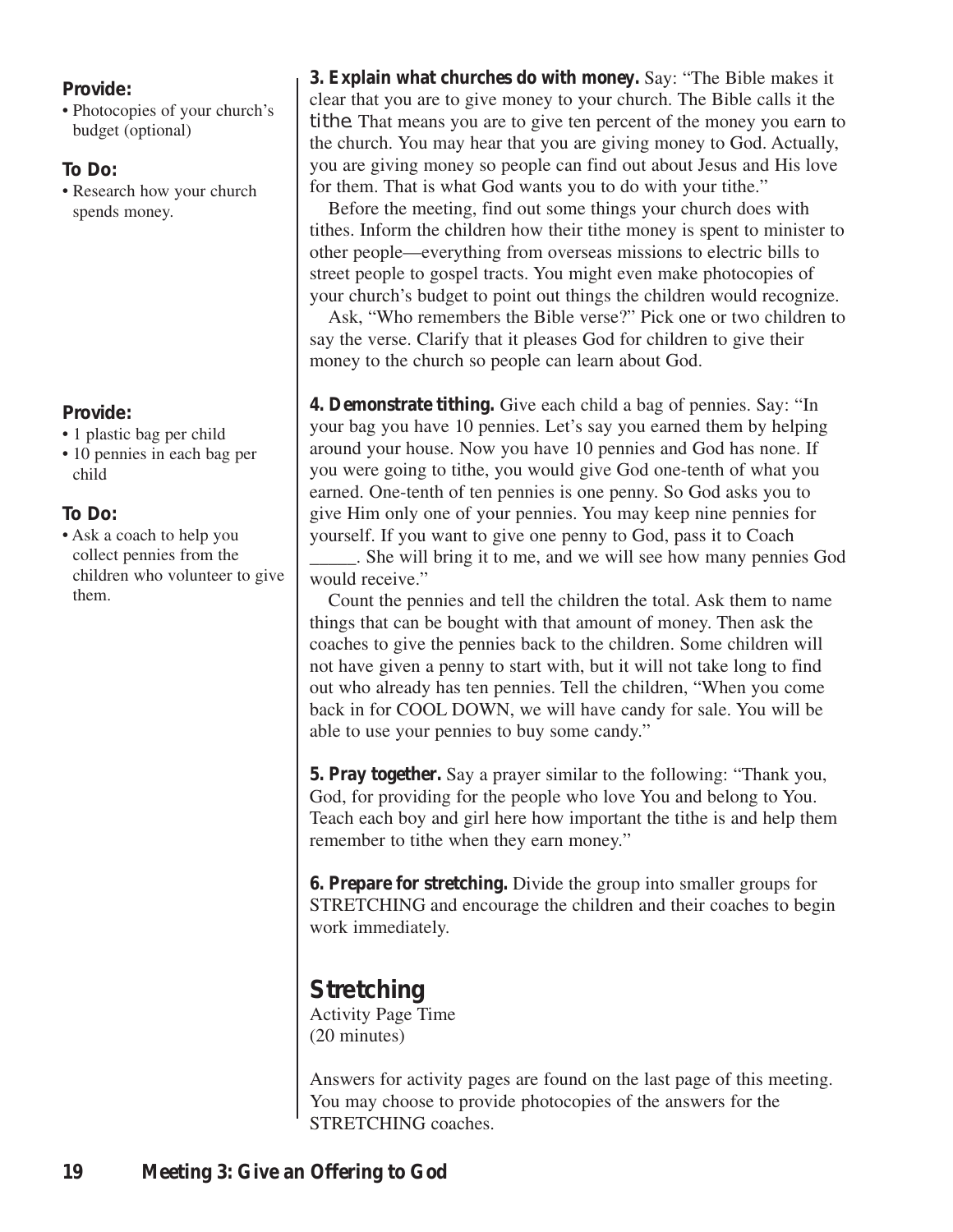**Provide:**
- Photocopies of your church's budget (optional)

**To Do:**
- Research how your church spends money.

**3. Explain what churches do with money.** Say: "The Bible makes it clear that you are to give money to your church. The Bible calls it the *tithe*. That means you are to give ten percent of the money you earn to the church. You may hear that you are giving money to God. Actually, you are giving money so people can find out about Jesus and His love for them. That is what God wants you to do with your tithe."

Before the meeting, find out some things your church does with tithes. Inform the children how their tithe money is spent to minister to other people—everything from overseas missions to electric bills to street people to gospel tracts. You might even make photocopies of your church's budget to point out things the children would recognize.

Ask, "Who remembers the Bible verse?" Pick one or two children to say the verse. Clarify that it pleases God for children to give their money to the church so people can learn about God.

**Provide:**
- 1 plastic bag per child
- 10 pennies in each bag per child

**To Do:**
- Ask a coach to help you collect pennies from the children who volunteer to give them.

**4. Demonstrate tithing.** Give each child a bag of pennies. Say: "In your bag you have 10 pennies. Let's say you earned them by helping around your house. Now you have 10 pennies and God has none. If you were going to tithe, you would give God one-tenth of what you earned. One-tenth of ten pennies is one penny. So God asks you to give Him only one of your pennies. You may keep nine pennies for yourself. If you want to give one penny to God, pass it to Coach _____. She will bring it to me, and we will see how many pennies God would receive."

Count the pennies and tell the children the total. Ask them to name things that can be bought with that amount of money. Then ask the coaches to give the pennies back to the children. Some children will not have given a penny to start with, but it will not take long to find out who already has ten pennies. Tell the children, "When you come back in for COOL DOWN, we will have candy for sale. You will be able to use your pennies to buy some candy."

**5. Pray together.** Say a prayer similar to the following: "Thank you, God, for providing for the people who love You and belong to You. Teach each boy and girl here how important the tithe is and help them remember to tithe when they earn money."

**6. Prepare for stretching.** Divide the group into smaller groups for STRETCHING and encourage the children and their coaches to begin work immediately.

## Stretching

Activity Page Time
(20 minutes)

Answers for activity pages are found on the last page of this meeting. You may choose to provide photocopies of the answers for the STRETCHING coaches.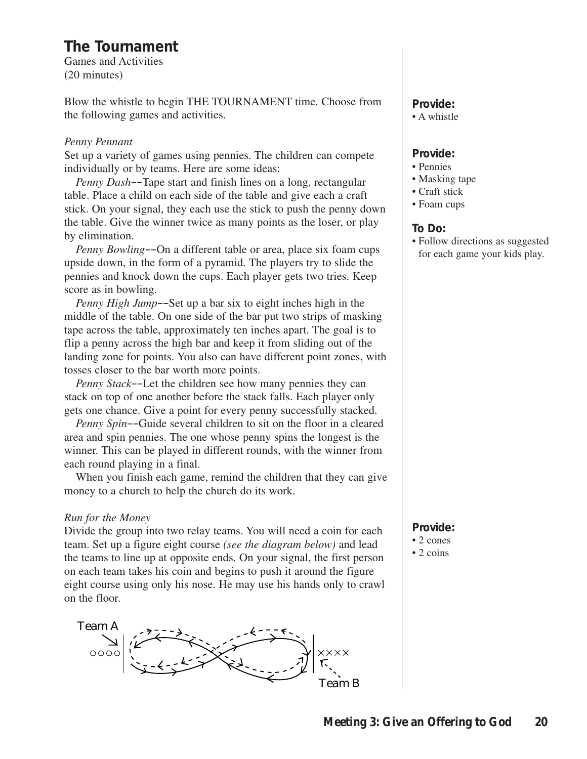## The Tournament

Games and Activities
(20 minutes)

Blow the whistle to begin THE TOURNAMENT time. Choose from the following games and activities.

**Provide:**
- A whistle

*Penny Pennant*

Set up a variety of games using pennies. The children can compete individually or by teams. Here are some ideas:

**Provide:**
- Pennies
- Masking tape
- Craft stick
- Foam cups

**To Do:**
- Follow directions as suggested for each game your kids play.

*Penny Dash*––Tape start and finish lines on a long, rectangular table. Place a child on each side of the table and give each a craft stick. On your signal, they each use the stick to push the penny down the table. Give the winner twice as many points as the loser, or play by elimination.

*Penny Bowling*––On a different table or area, place six foam cups upside down, in the form of a pyramid. The players try to slide the pennies and knock down the cups. Each player gets two tries. Keep score as in bowling.

*Penny High Jump*––Set up a bar six to eight inches high in the middle of the table. On one side of the bar put two strips of masking tape across the table, approximately ten inches apart. The goal is to flip a penny across the high bar and keep it from sliding out of the landing zone for points. You also can have different point zones, with tosses closer to the bar worth more points.

*Penny Stack*––Let the children see how many pennies they can stack on top of one another before the stack falls. Each player only gets one chance. Give a point for every penny successfully stacked.

*Penny Spin*––Guide several children to sit on the floor in a cleared area and spin pennies. The one whose penny spins the longest is the winner. This can be played in different rounds, with the winner from each round playing in a final.

When you finish each game, remind the children that they can give money to a church to help the church do its work.

*Run for the Money*

Divide the group into two relay teams. You will need a coin for each team. Set up a figure eight course *(see the diagram below)* and lead the teams to line up at opposite ends. On your signal, the first person on each team takes his coin and begins to push it around the figure eight course using only his nose. He may use his hands only to crawl on the floor.

**Provide:**
- 2 cones
- 2 coins

Team A ○○○○ ×××× Team B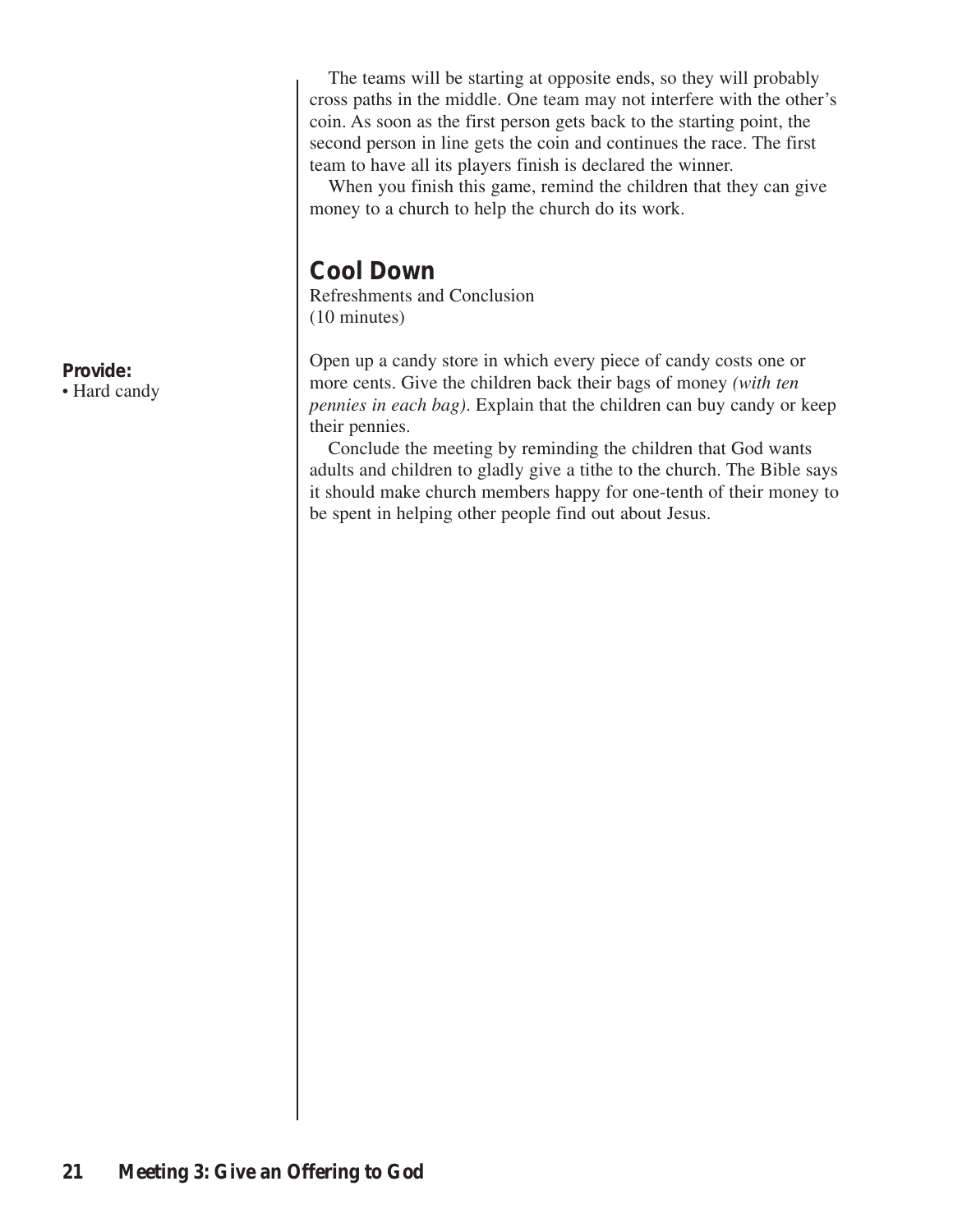The teams will be starting at opposite ends, so they will probably cross paths in the middle. One team may not interfere with the other's coin. As soon as the first person gets back to the starting point, the second person in line gets the coin and continues the race. The first team to have all its players finish is declared the winner.

When you finish this game, remind the children that they can give money to a church to help the church do its work.

## Cool Down

Refreshments and Conclusion
(10 minutes)

**Provide:**
- Hard candy

Open up a candy store in which every piece of candy costs one or more cents. Give the children back their bags of money *(with ten pennies in each bag)*. Explain that the children can buy candy or keep their pennies.

Conclude the meeting by reminding the children that God wants adults and children to gladly give a tithe to the church. The Bible says it should make church members happy for one-tenth of their money to be spent in helping other people find out about Jesus.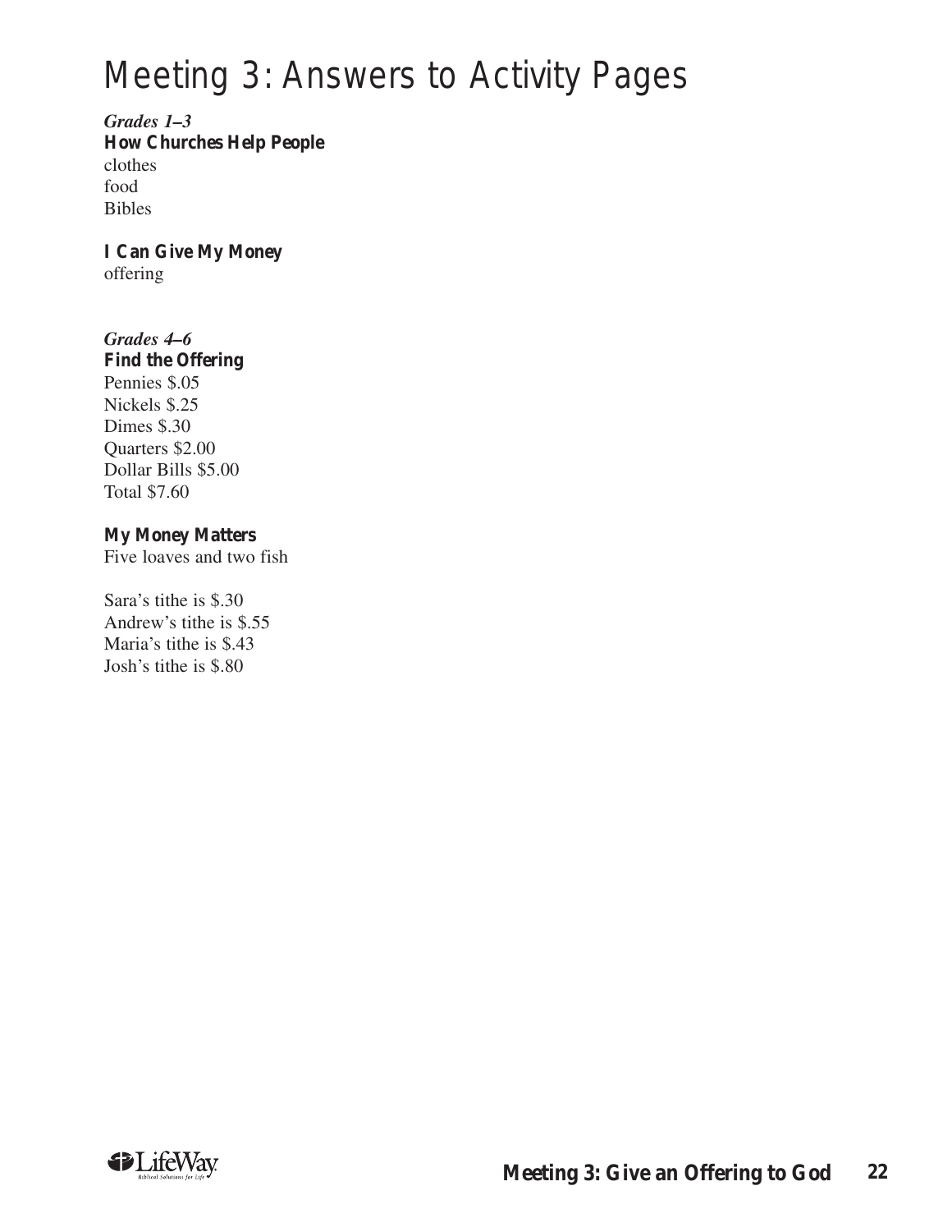# Meeting 3: Answers to Activity Pages

*Grades 1–3*

**How Churches Help People**

clothes
food
Bibles

**I Can Give My Money**

offering

*Grades 4–6*

**Find the Offering**

Pennies $.05
Nickels $.25
Dimes $.30
Quarters $2.00
Dollar Bills $5.00
Total $7.60

**My Money Matters**

Five loaves and two fish

Sara's tithe is $.30
Andrew's tithe is $.55
Maria's tithe is $.43
Josh's tithe is $.80